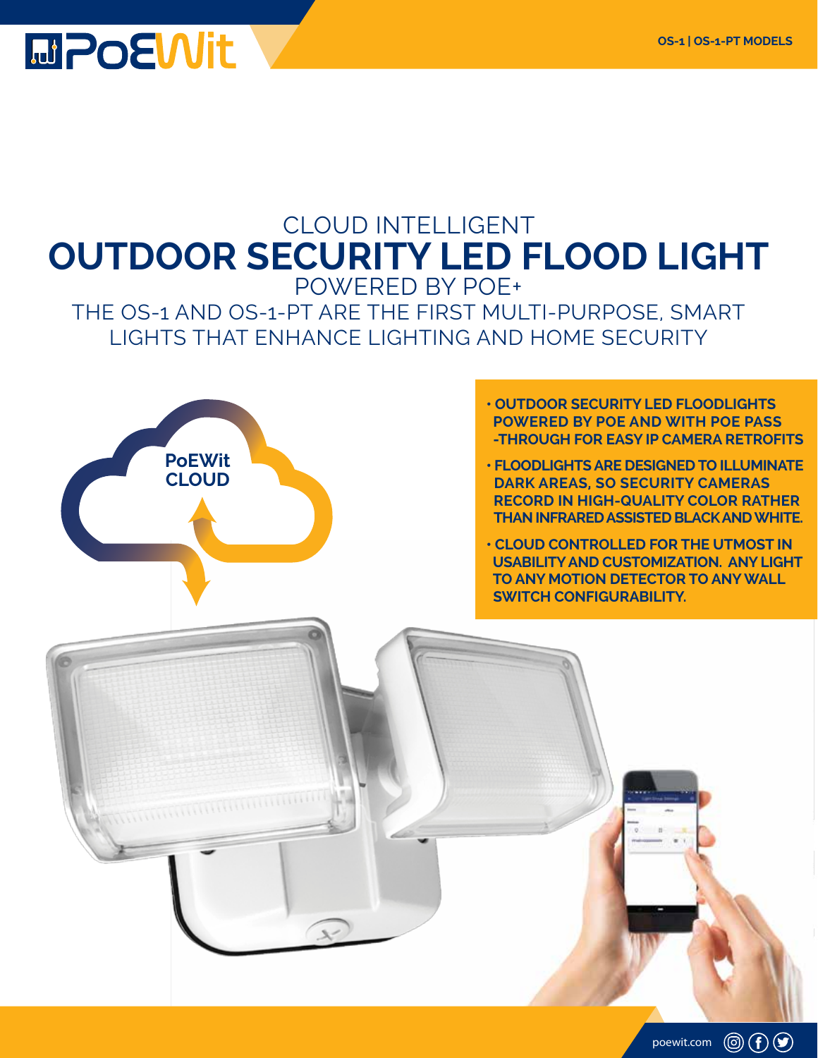# CLOUD INTELLIGENT
# OUTDOOR SECURITY LED FLOOD LIGHT
## POWERED BY POE+

THE OS-1 AND OS-1-PT ARE THE FIRST MULTI-PURPOSE, SMART LIGHTS THAT ENHANCE LIGHTING AND HOME SECURITY

- **OUTDOOR SECURITY LED FLOODLIGHTS POWERED BY POE AND WITH POE PASS -THROUGH FOR EASY IP CAMERA RETROFITS**
- **FLOODLIGHTS ARE DESIGNED TO ILLUMINATE DARK AREAS, SO SECURITY CAMERAS RECORD IN HIGH-QUALITY COLOR RATHER THAN INFRARED ASSISTED BLACK AND WHITE.**
- **CLOUD CONTROLLED FOR THE UTMOST IN USABILITY AND CUSTOMIZATION. ANY LIGHT TO ANY MOTION DETECTOR TO ANY WALL SWITCH CONFIGURABILITY.**

PoEWit CLOUD

poewit.com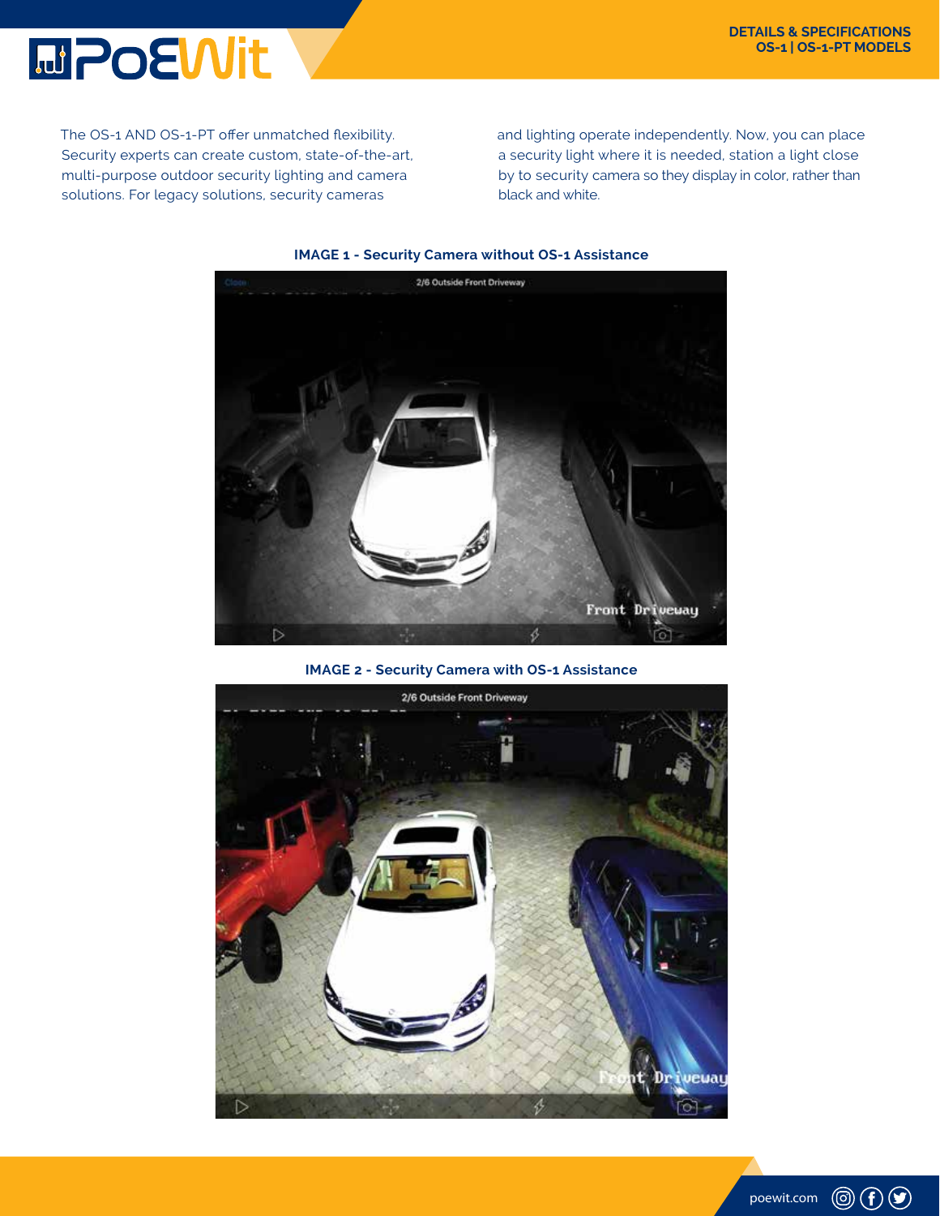The OS-1 AND OS-1-PT offer unmatched flexibility. Security experts can create custom, state-of-the-art, multi-purpose outdoor security lighting and camera solutions. For legacy solutions, security cameras and lighting operate independently. Now, you can place a security light where it is needed, station a light close by to security camera so they display in color, rather than black and white.

**IMAGE 1 - Security Camera without OS-1 Assistance**

**IMAGE 2 - Security Camera with OS-1 Assistance**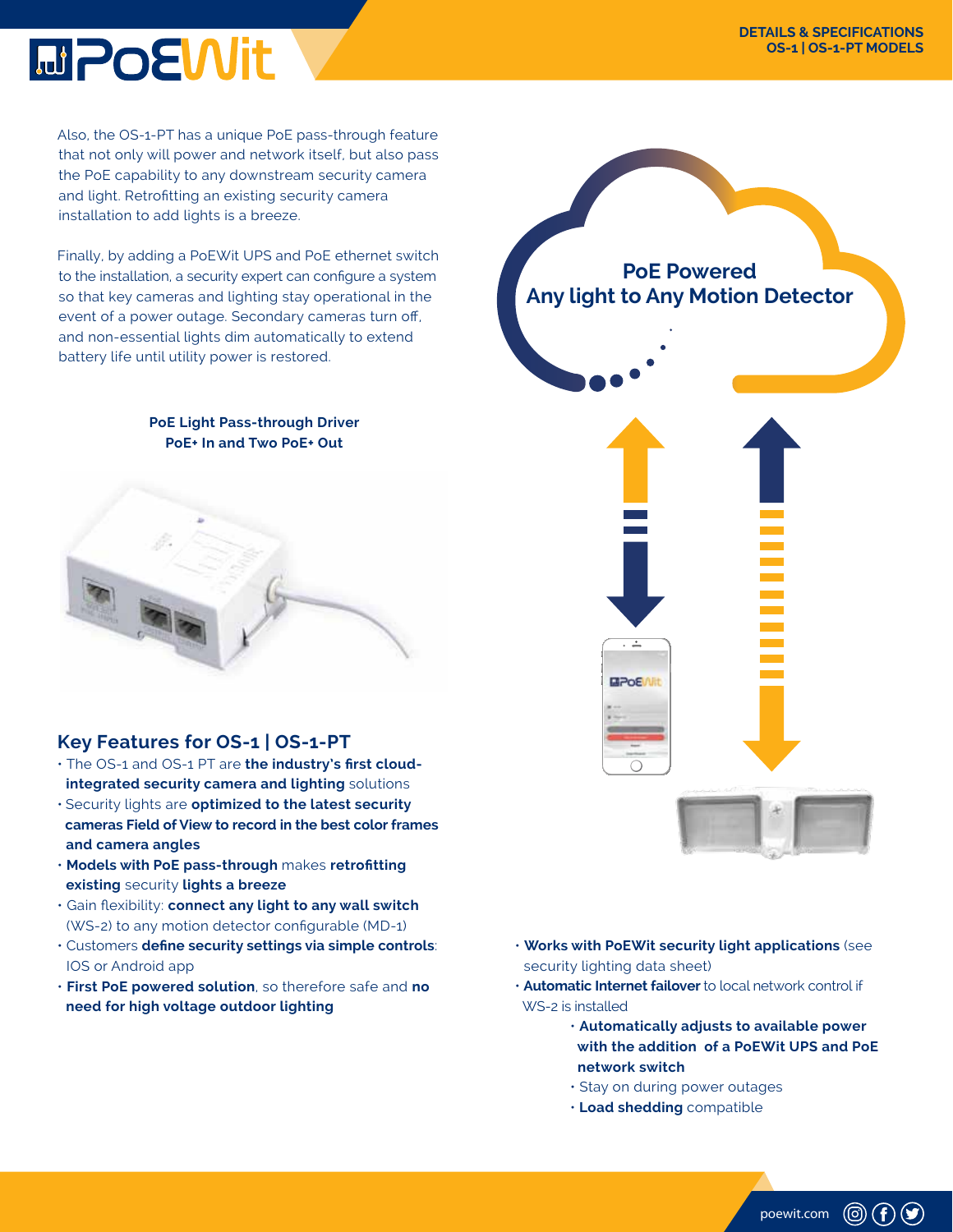Also, the OS-1-PT has a unique PoE pass-through feature that not only will power and network itself, but also pass the PoE capability to any downstream security camera and light. Retrofitting an existing security camera installation to add lights is a breeze.

Finally, by adding a PoEWit UPS and PoE ethernet switch to the installation, a security expert can configure a system so that key cameras and lighting stay operational in the event of a power outage. Secondary cameras turn off, and non-essential lights dim automatically to extend battery life until utility power is restored.

**PoE Light Pass-through Driver**
**PoE+ In and Two PoE+ Out**

**PoE Powered**
**Any light to Any Motion Detector**

## Key Features for OS-1 | OS-1-PT

- The OS-1 and OS-1 PT are **the industry's first cloud-integrated security camera and lighting** solutions
- Security lights are **optimized to the latest security cameras Field of View to record in the best color frames and camera angles**
- **Models with PoE pass-through** makes **retrofitting existing** security **lights a breeze**
- Gain flexibility: **connect any light to any wall switch** (WS-2) to any motion detector configurable (MD-1)
- Customers **define security settings via simple controls**: IOS or Android app
- **First PoE powered solution**, so therefore safe and **no need for high voltage outdoor lighting**
- **Works with PoEWit security light applications** (see security lighting data sheet)
- **Automatic Internet failover** to local network control if WS-2 is installed
  - **Automatically adjusts to available power with the addition of a PoEWit UPS and PoE network switch**
  - Stay on during power outages
  - **Load shedding** compatible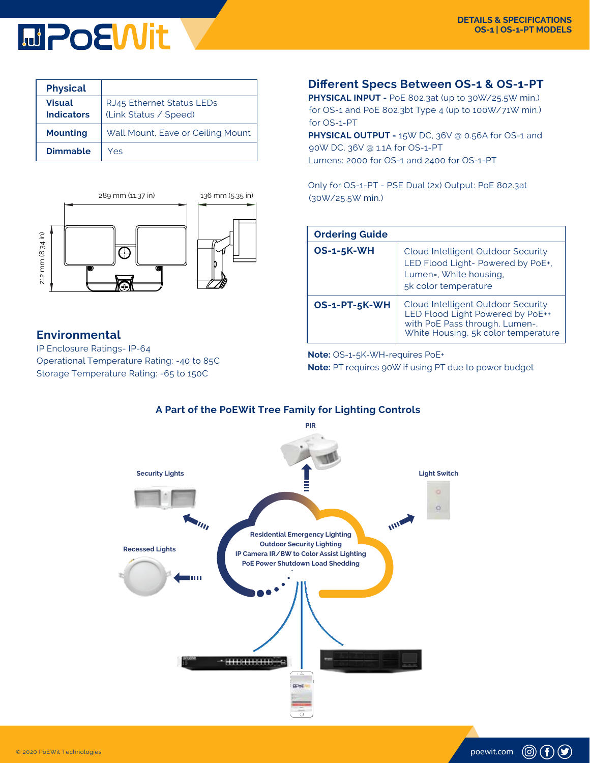| Physical | |
|---|---|
| **Visual Indicators** | RJ45 Ethernet Status LEDs (Link Status / Speed) |
| **Mounting** | Wall Mount, Eave or Ceiling Mount |
| **Dimmable** | Yes |

289 mm (11.37 in)
136 mm (5.35 in)
212 mm (8.34 in)

## Environmental

IP Enclosure Ratings- IP-64
Operational Temperature Rating: -40 to 85C
Storage Temperature Rating: -65 to 150C

## Different Specs Between OS-1 & OS-1-PT

**PHYSICAL INPUT -** PoE 802.3at (up to 30W/25.5W min.) for OS-1 and PoE 802.3bt Type 4 (up to 100W/71W min.) for OS-1-PT
**PHYSICAL OUTPUT -** 15W DC, 36V @ 0.56A for OS-1 and 90W DC, 36V @ 1.1A for OS-1-PT
Lumens: 2000 for OS-1 and 2400 for OS-1-PT

Only for OS-1-PT - PSE Dual (2x) Output: PoE 802.3at (30W/25.5W min.)

| Ordering Guide | |
|---|---|
| **OS-1-5K-WH** | Cloud Intelligent Outdoor Security LED Flood Light- Powered by PoE+, Lumen=, White housing, 5k color temperature |
| **OS-1-PT-5K-WH** | Cloud Intelligent Outdoor Security LED Flood Light Powered by PoE++ with PoE Pass through, Lumen-, White Housing, 5k color temperature |

**Note:** OS-1-5K-WH-requires PoE+
**Note:** PT requires 90W if using PT due to power budget

### A Part of the PoEWit Tree Family for Lighting Controls

PIR
Security Lights
Light Switch
Recessed Lights
Residential Emergency Lighting
Outdoor Security Lighting
IP Camera IR/BW to Color Assist Lighting
PoE Power Shutdown Load Shedding